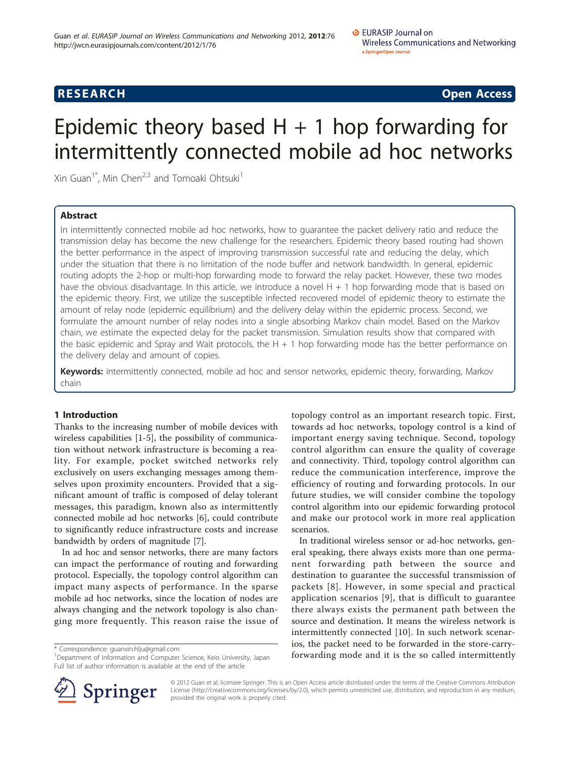RESEARCH Open Access

# Epidemic theory based H + 1 hop forwarding for intermittently connected mobile ad hoc networks

Xin Guan[1*], Min Chen[2,3] and Tomoaki Ohtsuki[1]

## Abstract

In intermittently connected mobile ad hoc networks, how to guarantee the packet delivery ratio and reduce the transmission delay has become the new challenge for the researchers. Epidemic theory based routing had shown the better performance in the aspect of improving transmission successful rate and reducing the delay, which under the situation that there is no limitation of the node buffer and network bandwidth. In general, epidemic routing adopts the 2-hop or multi-hop forwarding mode to forward the relay packet. However, these two modes have the obvious disadvantage. In this article, we introduce a novel H + 1 hop forwarding mode that is based on the epidemic theory. First, we utilize the susceptible infected recovered model of epidemic theory to estimate the amount of relay node (epidemic equilibrium) and the delivery delay within the epidemic process. Second, we formulate the amount number of relay nodes into a single absorbing Markov chain model. Based on the Markov chain, we estimate the expected delay for the packet transmission. Simulation results show that compared with the basic epidemic and Spray and Wait protocols, the H + 1 hop forwarding mode has the better performance on the delivery delay and amount of copies.

**Keywords:** intermittently connected, mobile ad hoc and sensor networks, epidemic theory, forwarding, Markov chain

## 1 Introduction

Thanks to the increasing number of mobile devices with wireless capabilities [1-5], the possibility of communication without network infrastructure is becoming a reality. For example, pocket switched networks rely exclusively on users exchanging messages among themselves upon proximity encounters. Provided that a significant amount of traffic is composed of delay tolerant messages, this paradigm, known also as intermittently connected mobile ad hoc networks [6], could contribute to significantly reduce infrastructure costs and increase bandwidth by orders of magnitude [7].

In ad hoc and sensor networks, there are many factors can impact the performance of routing and forwarding protocol. Especially, the topology control algorithm can impact many aspects of performance. In the sparse mobile ad hoc networks, since the location of nodes are always changing and the network topology is also changing more frequently. This reason raise the issue of topology control as an important research topic. First, towards ad hoc networks, topology control is a kind of important energy saving technique. Second, topology control algorithm can ensure the quality of coverage and connectivity. Third, topology control algorithm can reduce the communication interference, improve the efficiency of routing and forwarding protocols. In our future studies, we will consider combine the topology control algorithm into our epidemic forwarding protocol and make our protocol work in more real application scenarios.

In traditional wireless sensor or ad-hoc networks, general speaking, there always exists more than one permanent forwarding path between the source and destination to guarantee the successful transmission of packets [8]. However, in some special and practical application scenarios [9], that is difficult to guarantee there always exists the permanent path between the source and destination. It means the wireless network is intermittently connected [10]. In such network scenarios, the packet need to be forwarded in the store-carry-forwarding mode and it is the so called intermittently

\* Correspondence: guanxin.hlju@gmail.com
[1]Department of Information and Computer Science, Keio University, Japan
Full list of author information is available at the end of the article

© 2012 Guan et al; licensee Springer. This is an Open Access article distributed under the terms of the Creative Commons Attribution License (http://creativecommons.org/licenses/by/2.0), which permits unrestricted use, distribution, and reproduction in any medium, provided the original work is properly cited.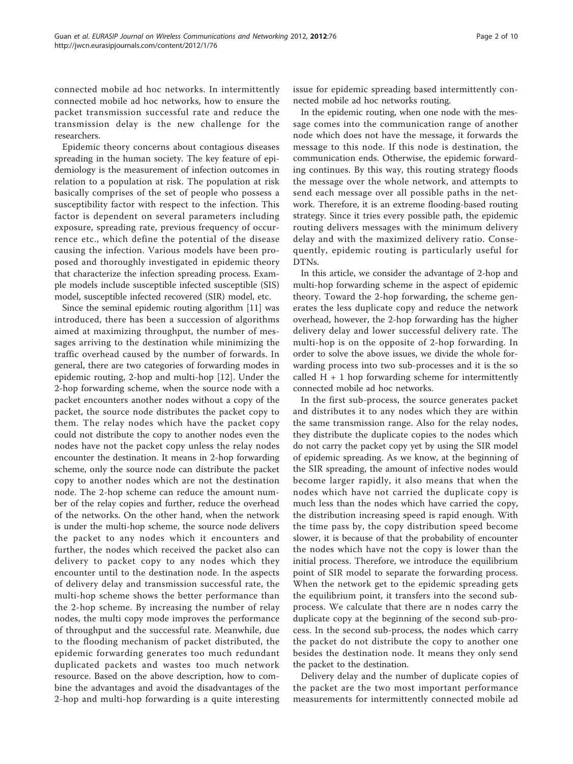connected mobile ad hoc networks. In intermittently connected mobile ad hoc networks, how to ensure the packet transmission successful rate and reduce the transmission delay is the new challenge for the researchers.

Epidemic theory concerns about contagious diseases spreading in the human society. The key feature of epidemiology is the measurement of infection outcomes in relation to a population at risk. The population at risk basically comprises of the set of people who possess a susceptibility factor with respect to the infection. This factor is dependent on several parameters including exposure, spreading rate, previous frequency of occurrence etc., which define the potential of the disease causing the infection. Various models have been proposed and thoroughly investigated in epidemic theory that characterize the infection spreading process. Example models include susceptible infected susceptible (SIS) model, susceptible infected recovered (SIR) model, etc.

Since the seminal epidemic routing algorithm [11] was introduced, there has been a succession of algorithms aimed at maximizing throughput, the number of messages arriving to the destination while minimizing the traffic overhead caused by the number of forwards. In general, there are two categories of forwarding modes in epidemic routing, 2-hop and multi-hop [12]. Under the 2-hop forwarding scheme, when the source node with a packet encounters another nodes without a copy of the packet, the source node distributes the packet copy to them. The relay nodes which have the packet copy could not distribute the copy to another nodes even the nodes have not the packet copy unless the relay nodes encounter the destination. It means in 2-hop forwarding scheme, only the source node can distribute the packet copy to another nodes which are not the destination node. The 2-hop scheme can reduce the amount number of the relay copies and further, reduce the overhead of the networks. On the other hand, when the network is under the multi-hop scheme, the source node delivers the packet to any nodes which it encounters and further, the nodes which received the packet also can delivery to packet copy to any nodes which they encounter until to the destination node. In the aspects of delivery delay and transmission successful rate, the multi-hop scheme shows the better performance than the 2-hop scheme. By increasing the number of relay nodes, the multi copy mode improves the performance of throughput and the successful rate. Meanwhile, due to the flooding mechanism of packet distributed, the epidemic forwarding generates too much redundant duplicated packets and wastes too much network resource. Based on the above description, how to combine the advantages and avoid the disadvantages of the 2-hop and multi-hop forwarding is a quite interesting issue for epidemic spreading based intermittently connected mobile ad hoc networks routing.

In the epidemic routing, when one node with the message comes into the communication range of another node which does not have the message, it forwards the message to this node. If this node is destination, the communication ends. Otherwise, the epidemic forwarding continues. By this way, this routing strategy floods the message over the whole network, and attempts to send each message over all possible paths in the network. Therefore, it is an extreme flooding-based routing strategy. Since it tries every possible path, the epidemic routing delivers messages with the minimum delivery delay and with the maximized delivery ratio. Consequently, epidemic routing is particularly useful for DTNs.

In this article, we consider the advantage of 2-hop and multi-hop forwarding scheme in the aspect of epidemic theory. Toward the 2-hop forwarding, the scheme generates the less duplicate copy and reduce the network overhead, however, the 2-hop forwarding has the higher delivery delay and lower successful delivery rate. The multi-hop is on the opposite of 2-hop forwarding. In order to solve the above issues, we divide the whole forwarding process into two sub-processes and it is the so called H + 1 hop forwarding scheme for intermittently connected mobile ad hoc networks.

In the first sub-process, the source generates packet and distributes it to any nodes which they are within the same transmission range. Also for the relay nodes, they distribute the duplicate copies to the nodes which do not carry the packet copy yet by using the SIR model of epidemic spreading. As we know, at the beginning of the SIR spreading, the amount of infective nodes would become larger rapidly, it also means that when the nodes which have not carried the duplicate copy is much less than the nodes which have carried the copy, the distribution increasing speed is rapid enough. With the time pass by, the copy distribution speed become slower, it is because of that the probability of encounter the nodes which have not the copy is lower than the initial process. Therefore, we introduce the equilibrium point of SIR model to separate the forwarding process. When the network get to the epidemic spreading gets the equilibrium point, it transfers into the second sub-process. We calculate that there are n nodes carry the duplicate copy at the beginning of the second sub-process. In the second sub-process, the nodes which carry the packet do not distribute the copy to another one besides the destination node. It means they only send the packet to the destination.

Delivery delay and the number of duplicate copies of the packet are the two most important performance measurements for intermittently connected mobile ad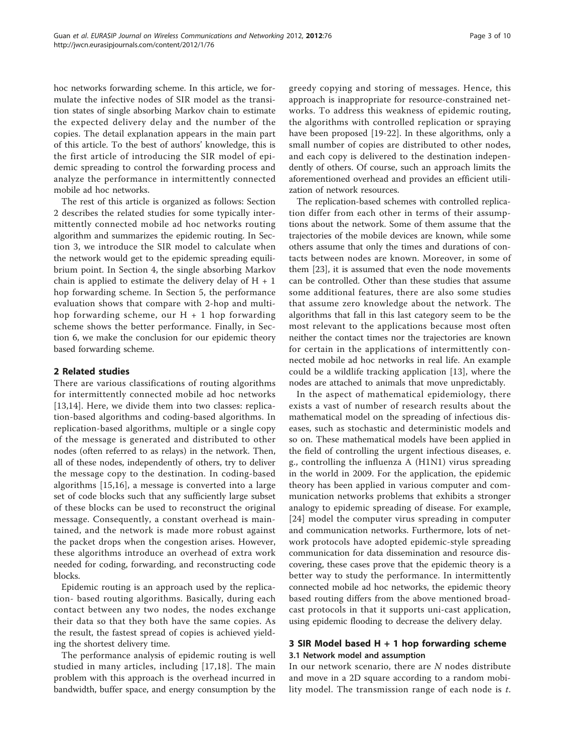hoc networks forwarding scheme. In this article, we formulate the infective nodes of SIR model as the transition states of single absorbing Markov chain to estimate the expected delivery delay and the number of the copies. The detail explanation appears in the main part of this article. To the best of authors' knowledge, this is the first article of introducing the SIR model of epidemic spreading to control the forwarding process and analyze the performance in intermittently connected mobile ad hoc networks.

The rest of this article is organized as follows: Section 2 describes the related studies for some typically intermittently connected mobile ad hoc networks routing algorithm and summarizes the epidemic routing. In Section 3, we introduce the SIR model to calculate when the network would get to the epidemic spreading equilibrium point. In Section 4, the single absorbing Markov chain is applied to estimate the delivery delay of H + 1 hop forwarding scheme. In Section 5, the performance evaluation shows that compare with 2-hop and multi-hop forwarding scheme, our H + 1 hop forwarding scheme shows the better performance. Finally, in Section 6, we make the conclusion for our epidemic theory based forwarding scheme.

## 2 Related studies

There are various classifications of routing algorithms for intermittently connected mobile ad hoc networks [13,14]. Here, we divide them into two classes: replication-based algorithms and coding-based algorithms. In replication-based algorithms, multiple or a single copy of the message is generated and distributed to other nodes (often referred to as relays) in the network. Then, all of these nodes, independently of others, try to deliver the message copy to the destination. In coding-based algorithms [15,16], a message is converted into a large set of code blocks such that any sufficiently large subset of these blocks can be used to reconstruct the original message. Consequently, a constant overhead is maintained, and the network is made more robust against the packet drops when the congestion arises. However, these algorithms introduce an overhead of extra work needed for coding, forwarding, and reconstructing code blocks.

Epidemic routing is an approach used by the replication- based routing algorithms. Basically, during each contact between any two nodes, the nodes exchange their data so that they both have the same copies. As the result, the fastest spread of copies is achieved yielding the shortest delivery time.

The performance analysis of epidemic routing is well studied in many articles, including [17,18]. The main problem with this approach is the overhead incurred in bandwidth, buffer space, and energy consumption by the greedy copying and storing of messages. Hence, this approach is inappropriate for resource-constrained networks. To address this weakness of epidemic routing, the algorithms with controlled replication or spraying have been proposed [19-22]. In these algorithms, only a small number of copies are distributed to other nodes, and each copy is delivered to the destination independently of others. Of course, such an approach limits the aforementioned overhead and provides an efficient utilization of network resources.

The replication-based schemes with controlled replication differ from each other in terms of their assumptions about the network. Some of them assume that the trajectories of the mobile devices are known, while some others assume that only the times and durations of contacts between nodes are known. Moreover, in some of them [23], it is assumed that even the node movements can be controlled. Other than these studies that assume some additional features, there are also some studies that assume zero knowledge about the network. The algorithms that fall in this last category seem to be the most relevant to the applications because most often neither the contact times nor the trajectories are known for certain in the applications of intermittently connected mobile ad hoc networks in real life. An example could be a wildlife tracking application [13], where the nodes are attached to animals that move unpredictably.

In the aspect of mathematical epidemiology, there exists a vast of number of research results about the mathematical model on the spreading of infectious diseases, such as stochastic and deterministic models and so on. These mathematical models have been applied in the field of controlling the urgent infectious diseases, e. g., controlling the influenza A (H1N1) virus spreading in the world in 2009. For the application, the epidemic theory has been applied in various computer and communication networks problems that exhibits a stronger analogy to epidemic spreading of disease. For example, [24] model the computer virus spreading in computer and communication networks. Furthermore, lots of network protocols have adopted epidemic-style spreading communication for data dissemination and resource discovering, these cases prove that the epidemic theory is a better way to study the performance. In intermittently connected mobile ad hoc networks, the epidemic theory based routing differs from the above mentioned broadcast protocols in that it supports uni-cast application, using epidemic flooding to decrease the delivery delay.

## 3 SIR Model based H + 1 hop forwarding scheme

### 3.1 Network model and assumption

In our network scenario, there are $N$ nodes distribute and move in a 2D square according to a random mobility model. The transmission range of each node is $t$.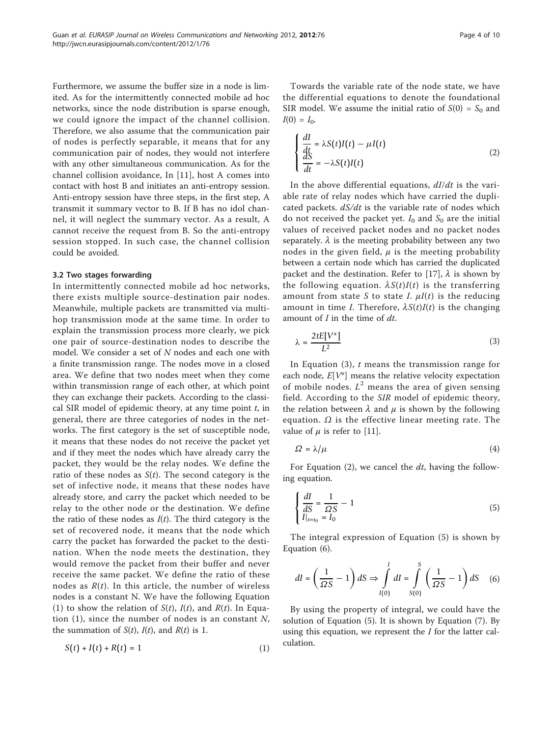Furthermore, we assume the buffer size in a node is limited. As for the intermittently connected mobile ad hoc networks, since the node distribution is sparse enough, we could ignore the impact of the channel collision. Therefore, we also assume that the communication pair of nodes is perfectly separable, it means that for any communication pair of nodes, they would not interfere with any other simultaneous communication. As for the channel collision avoidance, In [11], host A comes into contact with host B and initiates an anti-entropy session. Anti-entropy session have three steps, in the first step, A transmit it summary vector to B. If B has no idol channel, it will neglect the summary vector. As a result, A cannot receive the request from B. So the anti-entropy session stopped. In such case, the channel collision could be avoided.

### 3.2 Two stages forwarding

In intermittently connected mobile ad hoc networks, there exists multiple source-destination pair nodes. Meanwhile, multiple packets are transmitted via multi-hop transmission mode at the same time. In order to explain the transmission process more clearly, we pick one pair of source-destination nodes to describe the model. We consider a set of $N$ nodes and each one with a finite transmission range. The nodes move in a closed area. We define that two nodes meet when they come within transmission range of each other, at which point they can exchange their packets. According to the classical SIR model of epidemic theory, at any time point $t$, in general, there are three categories of nodes in the networks. The first category is the set of susceptible node, it means that these nodes do not receive the packet yet and if they meet the nodes which have already carry the packet, they would be the relay nodes. We define the ratio of these nodes as $S(t)$. The second category is the set of infective node, it means that these nodes have already store, and carry the packet which needed to be relay to the other node or the destination. We define the ratio of these nodes as $I(t)$. The third category is the set of recovered node, it means that the node which carry the packet has forwarded the packet to the destination. When the node meets the destination, they would remove the packet from their buffer and never receive the same packet. We define the ratio of these nodes as $R(t)$. In this article, the number of wireless nodes is a constant N. We have the following Equation (1) to show the relation of $S(t)$, $I(t)$, and $R(t)$. In Equation (1), since the number of nodes is an constant $N$, the summation of $S(t)$, $I(t)$, and $R(t)$ is 1.

$$S(t) + I(t) + R(t) = 1 \tag{1}$$

Towards the variable rate of the node state, we have the differential equations to denote the foundational SIR model. We assume the initial ratio of $S(0) = S_0$ and $I(0) = I_0$.

$$\begin{cases} \dfrac{dI}{dt} = \lambda S(t)I(t) - \mu I(t) \\ \dfrac{dS}{dt} = -\lambda S(t)I(t) \end{cases} \tag{2}$$

In the above differential equations, $dI/dt$ is the variable rate of relay nodes which have carried the duplicated packets. $dS/dt$ is the variable rate of nodes which do not received the packet yet. $I_0$ and $S_0$ are the initial values of received packet nodes and no packet nodes separately. $\lambda$ is the meeting probability between any two nodes in the given field, $\mu$ is the meeting probability between a certain node which has carried the duplicated packet and the destination. Refer to [17], $\lambda$ is shown by the following equation. $\lambda S(t)I(t)$ is the transferring amount from state $S$ to state $I$. $\mu I(t)$ is the reducing amount in time $I$. Therefore, $\lambda S(t)I(t)$ is the changing amount of $I$ in the time of $dt$.

$$\lambda = \frac{2tE[V^*]}{L^2} \tag{3}$$

In Equation (3), $t$ means the transmission range for each node, $E[V^*]$ means the relative velocity expectation of mobile nodes. $L^2$ means the area of given sensing field. According to the *SIR* model of epidemic theory, the relation between $\lambda$ and $\mu$ is shown by the following equation. $\Omega$ is the effective linear meeting rate. The value of $\mu$ is refer to [11].

$$\Omega = \lambda/\mu \tag{4}$$

For Equation (2), we cancel the $dt$, having the following equation.

$$\begin{cases} \dfrac{dI}{dS} = \dfrac{1}{\Omega S} - 1 \\ I|_{s=s_0} = I_0 \end{cases} \tag{5}$$

The integral expression of Equation (5) is shown by Equation (6).

$$dI = \left(\frac{1}{\Omega S} - 1\right) dS \Rightarrow \int_{I(0)}^{I} dI = \int_{S(0)}^{S} \left(\frac{1}{\Omega S} - 1\right) dS \tag{6}$$

By using the property of integral, we could have the solution of Equation (5). It is shown by Equation (7). By using this equation, we represent the $I$ for the latter calculation.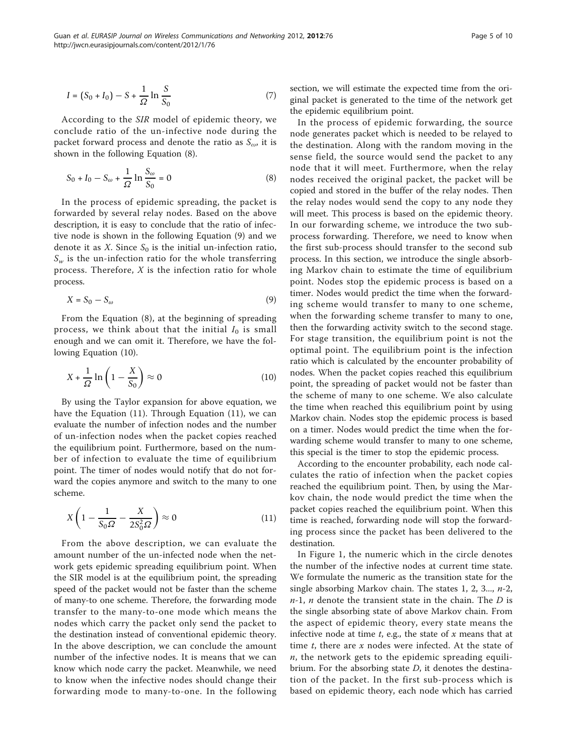$$I = (S_0 + I_0) - S + \frac{1}{\Omega} \ln \frac{S}{S_0} \tag{7}$$

According to the *SIR* model of epidemic theory, we conclude ratio of the un-infective node during the packet forward process and denote the ratio as $S_\omega$, it is shown in the following Equation (8).

$$S_0 + I_0 - S_\omega + \frac{1}{\Omega} \ln \frac{S_\omega}{S_0} = 0 \tag{8}$$

In the process of epidemic spreading, the packet is forwarded by several relay nodes. Based on the above description, it is easy to conclude that the ratio of infective node is shown in the following Equation (9) and we denote it as $X$. Since $S_0$ is the initial un-infection ratio, $S_w$ is the un-infection ratio for the whole transferring process. Therefore, $X$ is the infection ratio for whole process.

$$X = S_0 - S_\omega \tag{9}$$

From the Equation (8), at the beginning of spreading process, we think about that the initial $I_0$ is small enough and we can omit it. Therefore, we have the following Equation (10).

$$X + \frac{1}{\Omega} \ln \left(1 - \frac{X}{S_0}\right) \approx 0 \tag{10}$$

By using the Taylor expansion for above equation, we have the Equation (11). Through Equation (11), we can evaluate the number of infection nodes and the number of un-infection nodes when the packet copies reached the equilibrium point. Furthermore, based on the number of infection to evaluate the time of equilibrium point. The timer of nodes would notify that do not forward the copies anymore and switch to the many to one scheme.

$$X\left(1 - \frac{1}{S_0 \Omega} - \frac{X}{2 S_0^2 \Omega}\right) \approx 0 \tag{11}$$

From the above description, we can evaluate the amount number of the un-infected node when the network gets epidemic spreading equilibrium point. When the SIR model is at the equilibrium point, the spreading speed of the packet would not be faster than the scheme of many-to one scheme. Therefore, the forwarding mode transfer to the many-to-one mode which means the nodes which carry the packet only send the packet to the destination instead of conventional epidemic theory. In the above description, we can conclude the amount number of the infective nodes. It is means that we can know which node carry the packet. Meanwhile, we need to know when the infective nodes should change their forwarding mode to many-to-one. In the following section, we will estimate the expected time from the original packet is generated to the time of the network get the epidemic equilibrium point.

In the process of epidemic forwarding, the source node generates packet which is needed to be relayed to the destination. Along with the random moving in the sense field, the source would send the packet to any node that it will meet. Furthermore, when the relay nodes received the original packet, the packet will be copied and stored in the buffer of the relay nodes. Then the relay nodes would send the copy to any node they will meet. This process is based on the epidemic theory. In our forwarding scheme, we introduce the two subprocess forwarding. Therefore, we need to know when the first sub-process should transfer to the second sub process. In this section, we introduce the single absorbing Markov chain to estimate the time of equilibrium point. Nodes stop the epidemic process is based on a timer. Nodes would predict the time when the forwarding scheme would transfer to many to one scheme, when the forwarding scheme transfer to many to one, then the forwarding activity switch to the second stage. For stage transition, the equilibrium point is not the optimal point. The equilibrium point is the infection ratio which is calculated by the encounter probability of nodes. When the packet copies reached this equilibrium point, the spreading of packet would not be faster than the scheme of many to one scheme. We also calculate the time when reached this equilibrium point by using Markov chain. Nodes stop the epidemic process is based on a timer. Nodes would predict the time when the forwarding scheme would transfer to many to one scheme, this special is the timer to stop the epidemic process.

According to the encounter probability, each node calculates the ratio of infection when the packet copies reached the equilibrium point. Then, by using the Markov chain, the node would predict the time when the packet copies reached the equilibrium point. When this time is reached, forwarding node will stop the forwarding process since the packet has been delivered to the destination.

In Figure 1, the numeric which in the circle denotes the number of the infective nodes at current time state. We formulate the numeric as the transition state for the single absorbing Markov chain. The states 1, 2, 3..., $n$-2, $n$-1, $n$ denote the transient state in the chain. The $D$ is the single absorbing state of above Markov chain. From the aspect of epidemic theory, every state means the infective node at time $t$, e.g., the state of $x$ means that at time $t$, there are $x$ nodes were infected. At the state of $n$, the network gets to the epidemic spreading equilibrium. For the absorbing state $D$, it denotes the destination of the packet. In the first sub-process which is based on epidemic theory, each node which has carried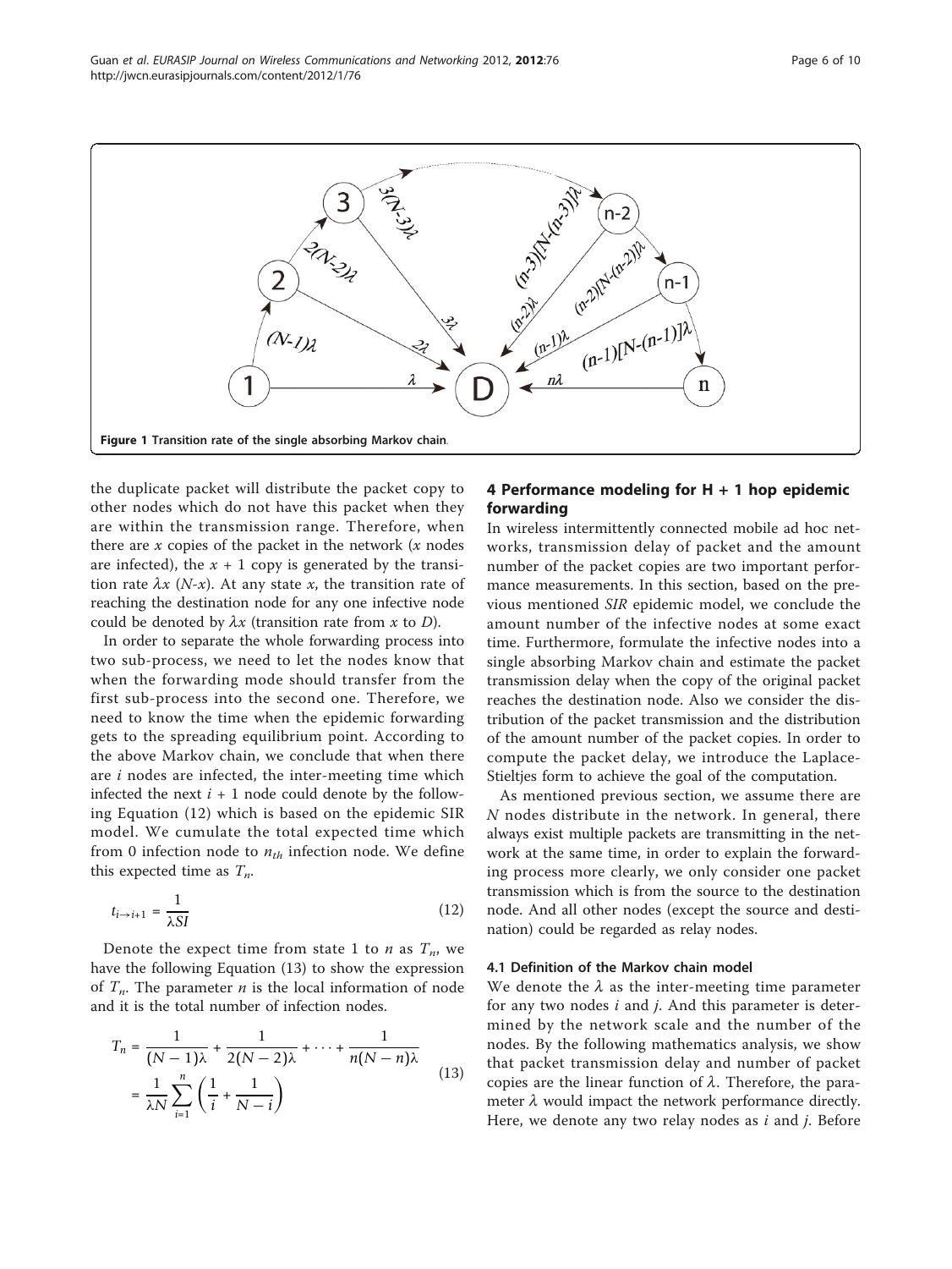Figure 1 Transition rate of the single absorbing Markov chain.

the duplicate packet will distribute the packet copy to other nodes which do not have this packet when they are within the transmission range. Therefore, when there are $x$ copies of the packet in the network ($x$ nodes are infected), the $x + 1$ copy is generated by the transition rate $\lambda x$ ($N$-$x$). At any state $x$, the transition rate of reaching the destination node for any one infective node could be denoted by $\lambda x$ (transition rate from $x$ to $D$).

In order to separate the whole forwarding process into two sub-process, we need to let the nodes know that when the forwarding mode should transfer from the first sub-process into the second one. Therefore, we need to know the time when the epidemic forwarding gets to the spreading equilibrium point. According to the above Markov chain, we conclude that when there are $i$ nodes are infected, the inter-meeting time which infected the next $i + 1$ node could denote by the following Equation (12) which is based on the epidemic SIR model. We cumulate the total expected time which from 0 infection node to $n_{th}$ infection node. We define this expected time as $T_n$.

$$t_{i \to i+1} = \frac{1}{\lambda SI} \tag{12}$$

Denote the expect time from state 1 to $n$ as $T_n$, we have the following Equation (13) to show the expression of $T_n$. The parameter $n$ is the local information of node and it is the total number of infection nodes.

$$\begin{aligned} T_n &= \frac{1}{(N-1)\lambda} + \frac{1}{2(N-2)\lambda} + \cdots + \frac{1}{n(N-n)\lambda} \\ &= \frac{1}{\lambda N} \sum_{i=1}^{n} \left( \frac{1}{i} + \frac{1}{N-i} \right) \end{aligned} \tag{13}$$

## 4 Performance modeling for H + 1 hop epidemic forwarding

In wireless intermittently connected mobile ad hoc networks, transmission delay of packet and the amount number of the packet copies are two important performance measurements. In this section, based on the previous mentioned *SIR* epidemic model, we conclude the amount number of the infective nodes at some exact time. Furthermore, formulate the infective nodes into a single absorbing Markov chain and estimate the packet transmission delay when the copy of the original packet reaches the destination node. Also we consider the distribution of the packet transmission and the distribution of the amount number of the packet copies. In order to compute the packet delay, we introduce the Laplace-Stieltjes form to achieve the goal of the computation.

As mentioned previous section, we assume there are $N$ nodes distribute in the network. In general, there always exist multiple packets are transmitting in the network at the same time, in order to explain the forwarding process more clearly, we only consider one packet transmission which is from the source to the destination node. And all other nodes (except the source and destination) could be regarded as relay nodes.

### 4.1 Definition of the Markov chain model

We denote the $\lambda$ as the inter-meeting time parameter for any two nodes $i$ and $j$. And this parameter is determined by the network scale and the number of the nodes. By the following mathematics analysis, we show that packet transmission delay and number of packet copies are the linear function of $\lambda$. Therefore, the parameter $\lambda$ would impact the network performance directly. Here, we denote any two relay nodes as $i$ and $j$. Before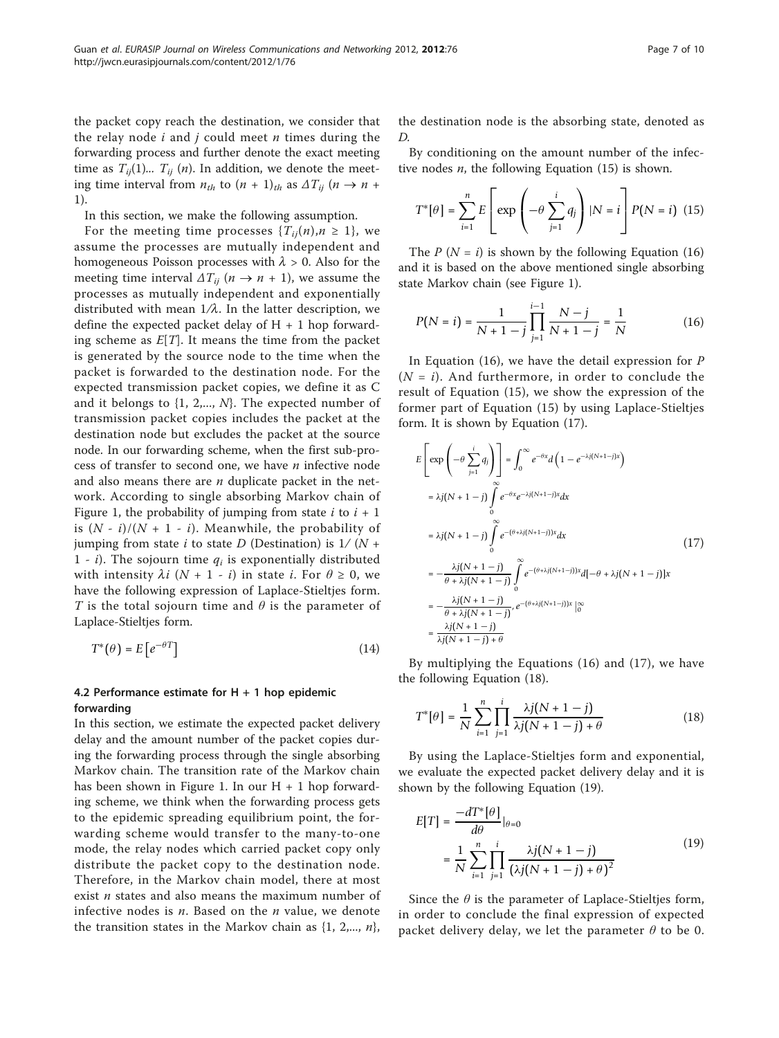the packet copy reach the destination, we consider that the relay node $i$ and $j$ could meet $n$ times during the forwarding process and further denote the exact meeting time as $T_{ij}(1)$... $T_{ij}(n)$. In addition, we denote the meeting time interval from $n_{th}$ to $(n+1)_{th}$ as $\Delta T_{ij}$ $(n \rightarrow n + 1)$.

In this section, we make the following assumption.

For the meeting time processes $\{T_{ij}(n), n \geq 1\}$, we assume the processes are mutually independent and homogeneous Poisson processes with $\lambda > 0$. Also for the meeting time interval $\Delta T_{ij}$ $(n \rightarrow n + 1)$, we assume the processes as mutually independent and exponentially distributed with mean $1/\lambda$. In the latter description, we define the expected packet delay of H + 1 hop forwarding scheme as $E[T]$. It means the time from the packet is generated by the source node to the time when the packet is forwarded to the destination node. For the expected transmission packet copies, we define it as C and it belongs to {1, 2,..., $N$}. The expected number of transmission packet copies includes the packet at the destination node but excludes the packet at the source node. In our forwarding scheme, when the first sub-process of transfer to second one, we have $n$ infective node and also means there are $n$ duplicate packet in the network. According to single absorbing Markov chain of Figure 1, the probability of jumping from state $i$ to $i + 1$ is $(N - i)/(N + 1 - i)$. Meanwhile, the probability of jumping from state $i$ to state $D$ (Destination) is $1/(N + 1 - i)$. The sojourn time $q_i$ is exponentially distributed with intensity $\lambda i$ $(N + 1 - i)$ in state $i$. For $\theta \geq 0$, we have the following expression of Laplace-Stieltjes form. $T$ is the total sojourn time and $\theta$ is the parameter of Laplace-Stieltjes form.

$$T^*(\theta) = E\left[e^{-\theta T}\right] \tag{14}$$

### 4.2 Performance estimate for H + 1 hop epidemic forwarding

In this section, we estimate the expected packet delivery delay and the amount number of the packet copies during the forwarding process through the single absorbing Markov chain. The transition rate of the Markov chain has been shown in Figure 1. In our H + 1 hop forwarding scheme, we think when the forwarding process gets to the epidemic spreading equilibrium point, the forwarding scheme would transfer to the many-to-one mode, the relay nodes which carried packet copy only distribute the packet copy to the destination node. Therefore, in the Markov chain model, there at most exist $n$ states and also means the maximum number of infective nodes is $n$. Based on the $n$ value, we denote the transition states in the Markov chain as {1, 2,..., $n$}, the destination node is the absorbing state, denoted as $D$.

By conditioning on the amount number of the infective nodes $n$, the following Equation (15) is shown.

$$T^*[\theta] = \sum_{i=1}^{n} E\left[\exp\left(-\theta \sum_{j=1}^{i} q_j\right) | N = i\right] P(N = i) \tag{15}$$

The $P$ $(N = i)$ is shown by the following Equation (16) and it is based on the above mentioned single absorbing state Markov chain (see Figure 1).

$$P(N = i) = \frac{1}{N + 1 - j} \prod_{j=1}^{i-1} \frac{N - j}{N + 1 - j} = \frac{1}{N} \tag{16}$$

In Equation (16), we have the detail expression for $P$ $(N = i)$. And furthermore, in order to conclude the result of Equation (15), we show the expression of the former part of Equation (15) by using Laplace-Stieltjes form. It is shown by Equation (17).

$$\begin{aligned}
E\left[\exp\left(-\theta \sum_{j=1}^{i} q_j\right)\right] &= \int_0^\infty e^{-\theta x} d\left(1 - e^{-\lambda j(N+1-j)x}\right) \\
&= \lambda j(N + 1 - j) \int_0^\infty e^{-\theta x} e^{-\lambda j(N+1-j)x} dx \\
&= \lambda j(N + 1 - j) \int_0^\infty e^{-(\theta + \lambda j(N+1-j))x} dx \\
&= -\frac{\lambda j(N + 1 - j)}{\theta + \lambda j(N + 1 - j)} \int_0^\infty e^{-(\theta + \lambda j(N+1-j))x} d[-\theta + \lambda j(N + 1 - j)]x \\
&= -\frac{\lambda j(N + 1 - j)}{\theta + \lambda j(N + 1 - j)} \cdot e^{-(\theta + \lambda j(N+1-j))x} \Big|_0^\infty \\
&= \frac{\lambda j(N + 1 - j)}{\lambda j(N + 1 - j) + \theta}
\end{aligned} \tag{17}$$

By multiplying the Equations (16) and (17), we have the following Equation (18).

$$T^*[\theta] = \frac{1}{N} \sum_{i=1}^{n} \prod_{j=1}^{i} \frac{\lambda j(N + 1 - j)}{\lambda j(N + 1 - j) + \theta} \tag{18}$$

By using the Laplace-Stieltjes form and exponential, we evaluate the expected packet delivery delay and it is shown by the following Equation (19).

$$\begin{aligned}
E[T] &= \frac{-dT^*[\theta]}{d\theta}\Big|_{\theta=0} \\
&= \frac{1}{N} \sum_{i=1}^{n} \prod_{j=1}^{i} \frac{\lambda j(N + 1 - j)}{(\lambda j(N + 1 - j) + \theta)^2}
\end{aligned} \tag{19}$$

Since the $\theta$ is the parameter of Laplace-Stieltjes form, in order to conclude the final expression of expected packet delivery delay, we let the parameter $\theta$ to be 0.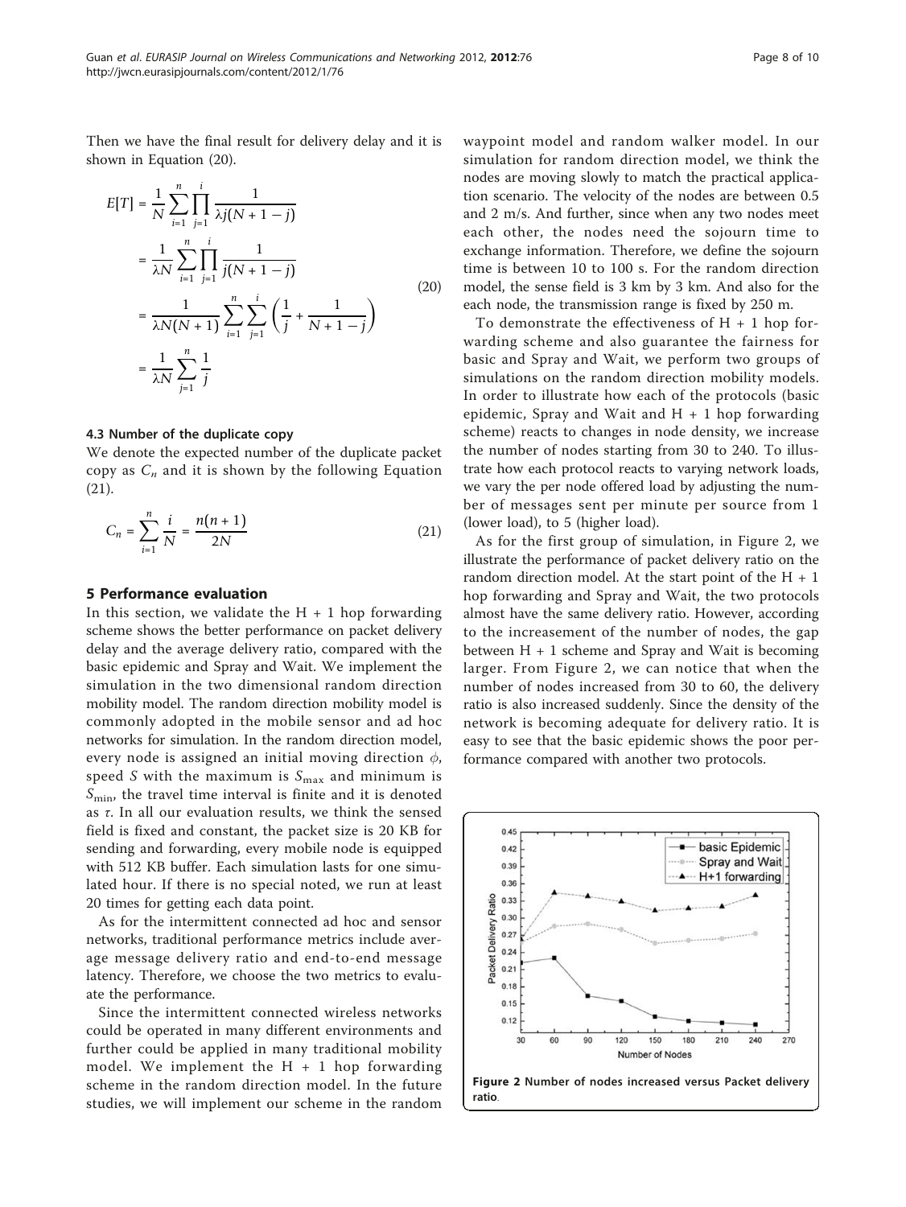Then we have the final result for delivery delay and it is shown in Equation (20).

$$
\begin{aligned}
E[T] &= \frac{1}{N}\sum_{i=1}^{n}\prod_{j=1}^{i}\frac{1}{\lambda j(N+1-j)} \\
&= \frac{1}{\lambda N}\sum_{i=1}^{n}\prod_{j=1}^{i}\frac{1}{j(N+1-j)} \\
&= \frac{1}{\lambda N(N+1)}\sum_{i=1}^{n}\sum_{j=1}^{i}\left(\frac{1}{j}+\frac{1}{N+1-j}\right) \\
&= \frac{1}{\lambda N}\sum_{j=1}^{n}\frac{1}{j}
\end{aligned}
\tag{20}
$$

### 4.3 Number of the duplicate copy

We denote the expected number of the duplicate packet copy as $C_n$ and it is shown by the following Equation (21).

$$
C_n = \sum_{i=1}^{n}\frac{i}{N} = \frac{n(n+1)}{2N} \tag{21}
$$

## 5 Performance evaluation

In this section, we validate the H + 1 hop forwarding scheme shows the better performance on packet delivery delay and the average delivery ratio, compared with the basic epidemic and Spray and Wait. We implement the simulation in the two dimensional random direction mobility model. The random direction mobility model is commonly adopted in the mobile sensor and ad hoc networks for simulation. In the random direction model, every node is assigned an initial moving direction $\phi$, speed $S$ with the maximum is $S_{\max}$ and minimum is $S_{\min}$, the travel time interval is finite and it is denoted as $\tau$. In all our evaluation results, we think the sensed field is fixed and constant, the packet size is 20 KB for sending and forwarding, every mobile node is equipped with 512 KB buffer. Each simulation lasts for one simulated hour. If there is no special noted, we run at least 20 times for getting each data point.

As for the intermittent connected ad hoc and sensor networks, traditional performance metrics include average message delivery ratio and end-to-end message latency. Therefore, we choose the two metrics to evaluate the performance.

Since the intermittent connected wireless networks could be operated in many different environments and further could be applied in many traditional mobility model. We implement the H + 1 hop forwarding scheme in the random direction model. In the future studies, we will implement our scheme in the random waypoint model and random walker model. In our simulation for random direction model, we think the nodes are moving slowly to match the practical application scenario. The velocity of the nodes are between 0.5 and 2 m/s. And further, since when any two nodes meet each other, the nodes need the sojourn time to exchange information. Therefore, we define the sojourn time is between 10 to 100 s. For the random direction model, the sense field is 3 km by 3 km. And also for the each node, the transmission range is fixed by 250 m.

To demonstrate the effectiveness of H + 1 hop forwarding scheme and also guarantee the fairness for basic and Spray and Wait, we perform two groups of simulations on the random direction mobility models. In order to illustrate how each of the protocols (basic epidemic, Spray and Wait and H + 1 hop forwarding scheme) reacts to changes in node density, we increase the number of nodes starting from 30 to 240. To illustrate how each protocol reacts to varying network loads, we vary the per node offered load by adjusting the number of messages sent per minute per source from 1 (lower load), to 5 (higher load).

As for the first group of simulation, in Figure 2, we illustrate the performance of packet delivery ratio on the random direction model. At the start point of the H + 1 hop forwarding and Spray and Wait, the two protocols almost have the same delivery ratio. However, according to the increasement of the number of nodes, the gap between H + 1 scheme and Spray and Wait is becoming larger. From Figure 2, we can notice that when the number of nodes increased from 30 to 60, the delivery ratio is also increased suddenly. Since the density of the network is becoming adequate for delivery ratio. It is easy to see that the basic epidemic shows the poor performance compared with another two protocols.

**Figure 2** Number of nodes increased versus Packet delivery ratio.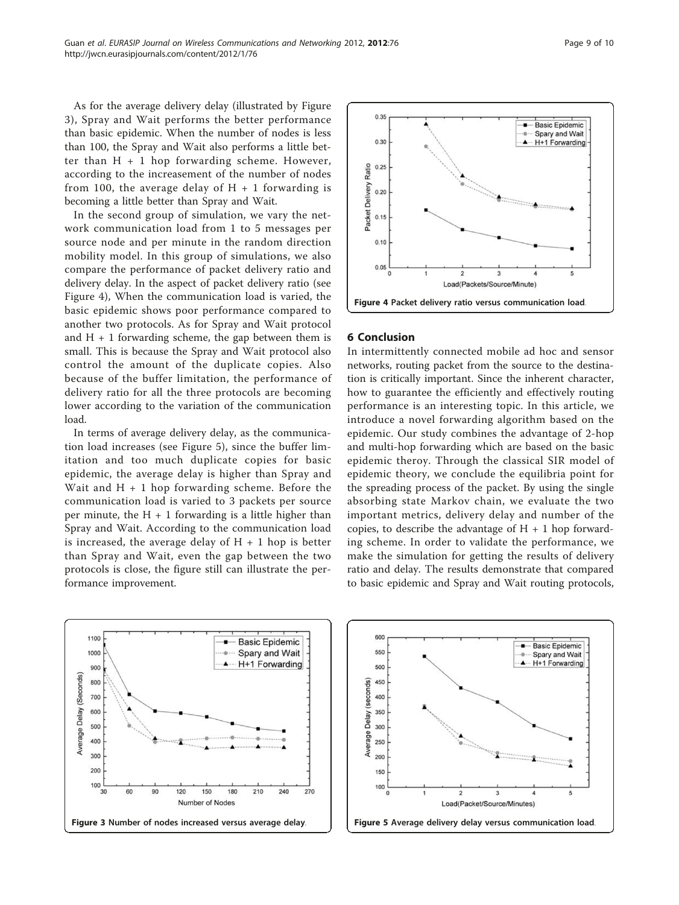As for the average delivery delay (illustrated by Figure 3), Spray and Wait performs the better performance than basic epidemic. When the number of nodes is less than 100, the Spray and Wait also performs a little better than H + 1 hop forwarding scheme. However, according to the increasement of the number of nodes from 100, the average delay of H + 1 forwarding is becoming a little better than Spray and Wait.

In the second group of simulation, we vary the network communication load from 1 to 5 messages per source node and per minute in the random direction mobility model. In this group of simulations, we also compare the performance of packet delivery ratio and delivery delay. In the aspect of packet delivery ratio (see Figure 4), When the communication load is varied, the basic epidemic shows poor performance compared to another two protocols. As for Spray and Wait protocol and H + 1 forwarding scheme, the gap between them is small. This is because the Spray and Wait protocol also control the amount of the duplicate copies. Also because of the buffer limitation, the performance of delivery ratio for all the three protocols are becoming lower according to the variation of the communication load.

In terms of average delivery delay, as the communication load increases (see Figure 5), since the buffer limitation and too much duplicate copies for basic epidemic, the average delay is higher than Spray and Wait and H + 1 hop forwarding scheme. Before the communication load is varied to 3 packets per source per minute, the H + 1 forwarding is a little higher than Spray and Wait. According to the communication load is increased, the average delay of H + 1 hop is better than Spray and Wait, even the gap between the two protocols is close, the figure still can illustrate the performance improvement.

**Figure 4 Packet delivery ratio versus communication load.**

## 6 Conclusion

In intermittently connected mobile ad hoc and sensor networks, routing packet from the source to the destination is critically important. Since the inherent character, how to guarantee the efficiently and effectively routing performance is an interesting topic. In this article, we introduce a novel forwarding algorithm based on the epidemic. Our study combines the advantage of 2-hop and multi-hop forwarding which are based on the basic epidemic theroy. Through the classical SIR model of epidemic theory, we conclude the equilibria point for the spreading process of the packet. By using the single absorbing state Markov chain, we evaluate the two important metrics, delivery delay and number of the copies, to describe the advantage of H + 1 hop forwarding scheme. In order to validate the performance, we make the simulation for getting the results of delivery ratio and delay. The results demonstrate that compared to basic epidemic and Spray and Wait routing protocols,

**Figure 3 Number of nodes increased versus average delay.**

**Figure 5 Average delivery delay versus communication load.**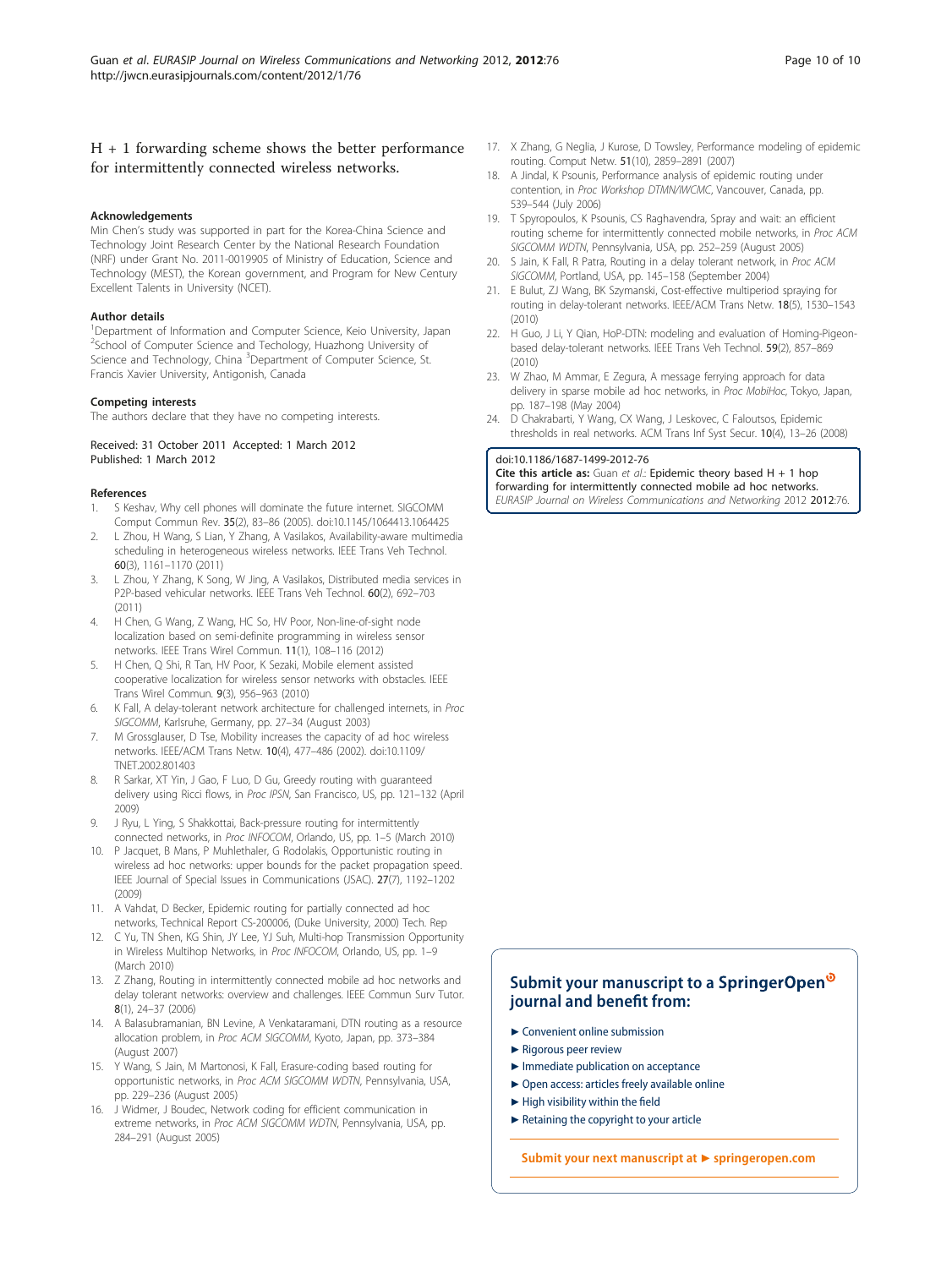H + 1 forwarding scheme shows the better performance for intermittently connected wireless networks.

#### Acknowledgements

Min Chen's study was supported in part for the Korea-China Science and Technology Joint Research Center by the National Research Foundation (NRF) under Grant No. 2011-0019905 of Ministry of Education, Science and Technology (MEST), the Korean government, and Program for New Century Excellent Talents in University (NCET).

#### Author details

[1]Department of Information and Computer Science, Keio University, Japan [2]School of Computer Science and Techology, Huazhong University of Science and Technology, China [3]Department of Computer Science, St. Francis Xavier University, Antigonish, Canada

#### Competing interests

The authors declare that they have no competing interests.

Received: 31 October 2011 Accepted: 1 March 2012
Published: 1 March 2012

#### References

1. S Keshav, Why cell phones will dominate the future internet. SIGCOMM Comput Commun Rev. **35**(2), 83–86 (2005). doi:10.1145/1064413.1064425
2. L Zhou, H Wang, S Lian, Y Zhang, A Vasilakos, Availability-aware multimedia scheduling in heterogeneous wireless networks. IEEE Trans Veh Technol. **60**(3), 1161–1170 (2011)
3. L Zhou, Y Zhang, K Song, W Jing, A Vasilakos, Distributed media services in P2P-based vehicular networks. IEEE Trans Veh Technol. **60**(2), 692–703 (2011)
4. H Chen, G Wang, Z Wang, HC So, HV Poor, Non-line-of-sight node localization based on semi-definite programming in wireless sensor networks. IEEE Trans Wirel Commun. **11**(1), 108–116 (2012)
5. H Chen, Q Shi, R Tan, HV Poor, K Sezaki, Mobile element assisted cooperative localization for wireless sensor networks with obstacles. IEEE Trans Wirel Commun. **9**(3), 956–963 (2010)
6. K Fall, A delay-tolerant network architecture for challenged internets, in *Proc SIGCOMM*, Karlsruhe, Germany, pp. 27–34 (August 2003)
7. M Grossglauser, D Tse, Mobility increases the capacity of ad hoc wireless networks. IEEE/ACM Trans Netw. **10**(4), 477–486 (2002). doi:10.1109/TNET.2002.801403
8. R Sarkar, XT Yin, J Gao, F Luo, D Gu, Greedy routing with guaranteed delivery using Ricci flows, in *Proc IPSN*, San Francisco, US, pp. 121–132 (April 2009)
9. J Ryu, L Ying, S Shakkottai, Back-pressure routing for intermittently connected networks, in *Proc INFOCOM*, Orlando, US, pp. 1–5 (March 2010)
10. P Jacquet, B Mans, P Muhlethaler, G Rodolakis, Opportunistic routing in wireless ad hoc networks: upper bounds for the packet propagation speed. IEEE Journal of Special Issues in Communications (JSAC). **27**(7), 1192–1202 (2009)
11. A Vahdat, D Becker, Epidemic routing for partially connected ad hoc networks, Technical Report CS-200006, (Duke University, 2000) Tech. Rep
12. C Yu, TN Shen, KG Shin, JY Lee, YJ Suh, Multi-hop Transmission Opportunity in Wireless Multihop Networks, in *Proc INFOCOM*, Orlando, US, pp. 1–9 (March 2010)
13. Z Zhang, Routing in intermittently connected mobile ad hoc networks and delay tolerant networks: overview and challenges. IEEE Commun Surv Tutor. **8**(1), 24–37 (2006)
14. A Balasubramanian, BN Levine, A Venkataramani, DTN routing as a resource allocation problem, in *Proc ACM SIGCOMM*, Kyoto, Japan, pp. 373–384 (August 2007)
15. Y Wang, S Jain, M Martonosi, K Fall, Erasure-coding based routing for opportunistic networks, in *Proc ACM SIGCOMM WDTN*, Pennsylvania, USA, pp. 229–236 (August 2005)
16. J Widmer, J Boudec, Network coding for efficient communication in extreme networks, in *Proc ACM SIGCOMM WDTN*, Pennsylvania, USA, pp. 284–291 (August 2005)
17. X Zhang, G Neglia, J Kurose, D Towsley, Performance modeling of epidemic routing. Comput Netw. **51**(10), 2859–2891 (2007)
18. A Jindal, K Psounis, Performance analysis of epidemic routing under contention, in *Proc Workshop DTMN/IWCMC*, Vancouver, Canada, pp. 539–544 (July 2006)
19. T Spyropoulos, K Psounis, CS Raghavendra, Spray and wait: an efficient routing scheme for intermittently connected mobile networks, in *Proc ACM SIGCOMM WDTN*, Pennsylvania, USA, pp. 252–259 (August 2005)
20. S Jain, K Fall, R Patra, Routing in a delay tolerant network, in *Proc ACM SIGCOMM*, Portland, USA, pp. 145–158 (September 2004)
21. E Bulut, ZJ Wang, BK Szymanski, Cost-effective multiperiod spraying for routing in delay-tolerant networks. IEEE/ACM Trans Netw. **18**(5), 1530–1543 (2010)
22. H Guo, J Li, Y Qian, HoP-DTN: modeling and evaluation of Homing-Pigeon-based delay-tolerant networks. IEEE Trans Veh Technol. **59**(2), 857–869 (2010)
23. W Zhao, M Ammar, E Zegura, A message ferrying approach for data delivery in sparse mobile ad hoc networks, in *Proc MobiHoc*, Tokyo, Japan, pp. 187–198 (May 2004)
24. D Chakrabarti, Y Wang, CX Wang, J Leskovec, C Faloutsos, Epidemic thresholds in real networks. ACM Trans Inf Syst Secur. **10**(4), 13–26 (2008)

doi:10.1186/1687-1499-2012-76
**Cite this article as:** Guan *et al.*: Epidemic theory based H + 1 hop forwarding for intermittently connected mobile ad hoc networks. *EURASIP Journal on Wireless Communications and Networking* 2012 **2012**:76.

**Submit your manuscript to a SpringerOpen journal and benefit from:**

- ► Convenient online submission
- ► Rigorous peer review
- ► Immediate publication on acceptance
- ► Open access: articles freely available online
- ► High visibility within the field
- ► Retaining the copyright to your article

**Submit your next manuscript at ► springeropen.com**